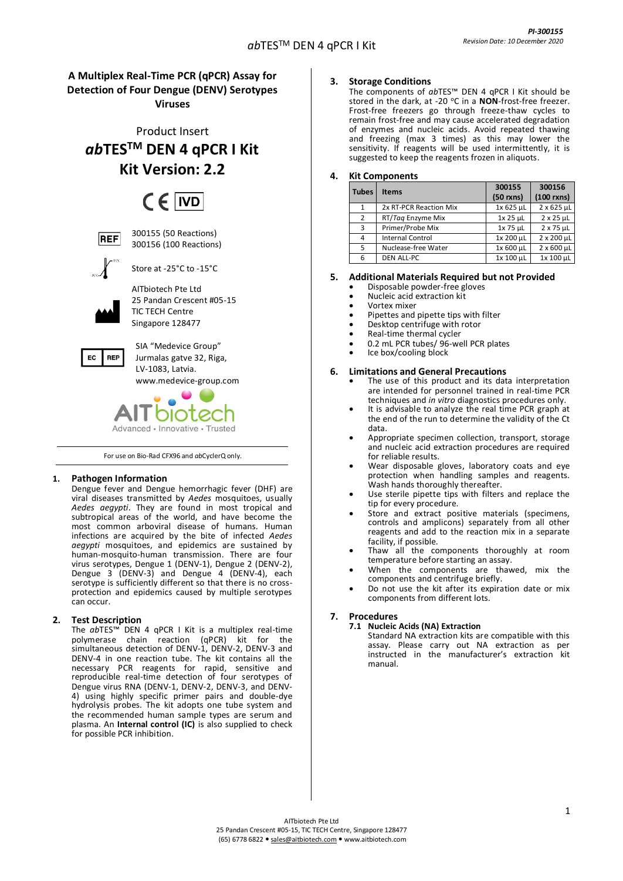# A Multiplex Real-Time PCR (qPCR) Assay for Detection of Four Dengue (DENV) Serotypes Viruses

Product Insert

# *ab*TES™ DEN 4 qPCR I Kit

# Kit Version: 2.2

CE IVD

REF 300155 (50 Reactions)
300156 (100 Reactions)

Store at -25°C to -15°C

AITbiotech Pte Ltd
25 Pandan Crescent #05-15
TIC TECH Centre
Singapore 128477

EC REP SIA "Medevice Group"
Jurmalas gatve 32, Riga,
LV-1083, Latvia.
www.medevice-group.com

AITbiotech
Advanced • Innovative • Trusted

For use on Bio-Rad CFX96 and *ab*CyclerQ only.

## 1. Pathogen Information

Dengue fever and Dengue hemorrhagic fever (DHF) are viral diseases transmitted by *Aedes* mosquitoes, usually *Aedes aegypti*. They are found in most tropical and subtropical areas of the world, and have become the most common arboviral disease of humans. Human infections are acquired by the bite of infected *Aedes aegypti* mosquitoes, and epidemics are sustained by human-mosquito-human transmission. There are four virus serotypes, Dengue 1 (DENV-1), Dengue 2 (DENV-2), Dengue 3 (DENV-3) and Dengue 4 (DENV-4), each serotype is sufficiently different so that there is no cross-protection and epidemics caused by multiple serotypes can occur.

## 2. Test Description

The *ab*TES™ DEN 4 qPCR I Kit is a multiplex real-time polymerase chain reaction (qPCR) kit for the simultaneous detection of DENV-1, DENV-2, DENV-3 and DENV-4 in one reaction tube. The kit contains all the necessary PCR reagents for rapid, sensitive and reproducible real-time detection of four serotypes of Dengue virus RNA (DENV-1, DENV-2, DENV-3, and DENV-4) using highly specific primer pairs and double-dye hydrolysis probes. The kit adopts one tube system and the recommended human sample types are serum and plasma. An **Internal control (IC)** is also supplied to check for possible PCR inhibition.

## 3. Storage Conditions

The components of *ab*TES™ DEN 4 qPCR I Kit should be stored in the dark, at -20 °C in a **NON**-frost-free freezer. Frost-free freezers go through freeze-thaw cycles to remain frost-free and may cause accelerated degradation of enzymes and nucleic acids. Avoid repeated thawing and freezing (max 3 times) as this may lower the sensitivity. If reagents will be used intermittently, it is suggested to keep the reagents frozen in aliquots.

## 4. Kit Components

| Tubes | Items | 300155 (50 rxns) | 300156 (100 rxns) |
|---|---|---|---|
| 1 | 2x RT-PCR Reaction Mix | 1x 625 µL | 2 x 625 µL |
| 2 | RT/*Taq* Enzyme Mix | 1x 25 µL | 2 x 25 µL |
| 3 | Primer/Probe Mix | 1x 75 µL | 2 x 75 µL |
| 4 | Internal Control | 1x 200 µL | 2 x 200 µL |
| 5 | Nuclease-free Water | 1x 600 µL | 2 x 600 µL |
| 6 | DEN ALL-PC | 1x 100 µL | 1x 100 µL |

## 5. Additional Materials Required but not Provided

- Disposable powder-free gloves
- Nucleic acid extraction kit
- Vortex mixer
- Pipettes and pipette tips with filter
- Desktop centrifuge with rotor
- Real-time thermal cycler
- 0.2 mL PCR tubes/ 96-well PCR plates
- Ice box/cooling block

## 6. Limitations and General Precautions

- The use of this product and its data interpretation are intended for personnel trained in real-time PCR techniques and *in vitro* diagnostics procedures only.
- It is advisable to analyze the real time PCR graph at the end of the run to determine the validity of the Ct data.
- Appropriate specimen collection, transport, storage and nucleic acid extraction procedures are required for reliable results.
- Wear disposable gloves, laboratory coats and eye protection when handling samples and reagents. Wash hands thoroughly thereafter.
- Use sterile pipette tips with filters and replace the tip for every procedure.
- Store and extract positive materials (specimens, controls and amplicons) separately from all other reagents and add to the reaction mix in a separate facility, if possible.
- Thaw all the components thoroughly at room temperature before starting an assay.
- When the components are thawed, mix the components and centrifuge briefly.
- Do not use the kit after its expiration date or mix components from different lots.

## 7. Procedures

### 7.1 Nucleic Acids (NA) Extraction

Standard NA extraction kits are compatible with this assay. Please carry out NA extraction as per instructed in the manufacturer's extraction kit manual.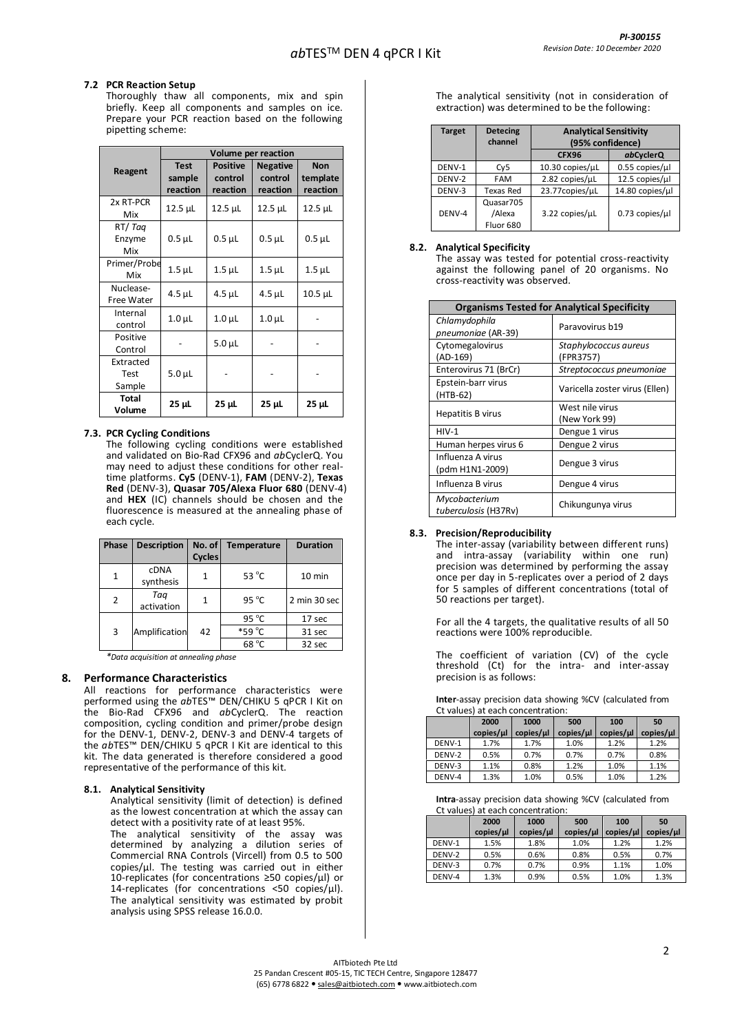### 7.2 PCR Reaction Setup

Thoroughly thaw all components, mix and spin briefly. Keep all components and samples on ice. Prepare your PCR reaction based on the following pipetting scheme:

| Reagent | Volume per reaction | | | |
|---|---|---|---|---|
| | Test sample reaction | Positive control reaction | Negative control reaction | Non template reaction |
| 2x RT-PCR Mix | 12.5 µL | 12.5 µL | 12.5 µL | 12.5 µL |
| RT/ *Taq* Enzyme Mix | 0.5 µL | 0.5 µL | 0.5 µL | 0.5 µL |
| Primer/Probe Mix | 1.5 µL | 1.5 µL | 1.5 µL | 1.5 µL |
| Nuclease-Free Water | 4.5 µL | 4.5 µL | 4.5 µL | 10.5 µL |
| Internal control | 1.0 µL | 1.0 µL | 1.0 µL | - |
| Positive Control | - | 5.0 µL | - | - |
| Extracted Test Sample | 5.0 µL | - | - | - |
| **Total Volume** | **25 µL** | **25 µL** | **25 µL** | **25 µL** |

### 7.3. PCR Cycling Conditions

The following cycling conditions were established and validated on Bio-Rad CFX96 and *ab*CyclerQ. You may need to adjust these conditions for other real-time platforms. **Cy5** (DENV-1), **FAM** (DENV-2), **Texas Red** (DENV-3), **Quasar 705/Alexa Fluor 680** (DENV-4) and **HEX** (IC) channels should be chosen and the fluorescence is measured at the annealing phase of each cycle.

| Phase | Description | No. of Cycles | Temperature | Duration |
|---|---|---|---|---|
| 1 | cDNA synthesis | 1 | 53 °C | 10 min |
| 2 | *Taq* activation | 1 | 95 °C | 2 min 30 sec |
| 3 | Amplification | 42 | 95 °C | 17 sec |
| | | | *59 °C | 31 sec |
| | | | 68 °C | 32 sec |

*\*Data acquisition at annealing phase*

## 8. Performance Characteristics

All reactions for performance characteristics were performed using the *ab*TES™ DEN/CHIKU 5 qPCR I Kit on the Bio-Rad CFX96 and *ab*CyclerQ. The reaction composition, cycling condition and primer/probe design for the DENV-1, DENV-2, DENV-3 and DENV-4 targets of the *ab*TES™ DEN/CHIKU 5 qPCR I Kit are identical to this kit. The data generated is therefore considered a good representative of the performance of this kit.

### 8.1. Analytical Sensitivity

Analytical sensitivity (limit of detection) is defined as the lowest concentration at which the assay can detect with a positivity rate of at least 95%.

The analytical sensitivity of the assay was determined by analyzing a dilution series of Commercial RNA Controls (Vircell) from 0.5 to 500 copies/µl. The testing was carried out in either 10-replicates (for concentrations ≥50 copies/µl) or 14-replicates (for concentrations <50 copies/µl). The analytical sensitivity was estimated by probit analysis using SPSS release 16.0.0.

The analytical sensitivity (not in consideration of extraction) was determined to be the following:

| Target | Detecing channel | Analytical Sensitivity (95% confidence) | |
|---|---|---|---|
| | | CFX96 | *ab*CyclerQ |
| DENV-1 | Cy5 | 10.30 copies/µL | 0.55 copies/µl |
| DENV-2 | FAM | 2.82 copies/µL | 12.5 copies/µl |
| DENV-3 | Texas Red | 23.77copies/µL | 14.80 copies/µl |
| DENV-4 | Quasar705 /Alexa Fluor 680 | 3.22 copies/µL | 0.73 copies/µl |

### 8.2. Analytical Specificity

The assay was tested for potential cross-reactivity against the following panel of 20 organisms. No cross-reactivity was observed.

| Organisms Tested for Analytical Specificity | |
|---|---|
| *Chlamydophila pneumoniae* (AR-39) | Paravovirus b19 |
| Cytomegalovirus (AD-169) | *Staphylococcus aureus* (FPR3757) |
| Enterovirus 71 (BrCr) | *Streptococcus pneumoniae* |
| Epstein-barr virus (HTB-62) | Varicella zoster virus (Ellen) |
| Hepatitis B virus | West nile virus (New York 99) |
| HIV-1 | Dengue 1 virus |
| Human herpes virus 6 | Dengue 2 virus |
| Influenza A virus (pdm H1N1-2009) | Dengue 3 virus |
| Influenza B virus | Dengue 4 virus |
| *Mycobacterium tuberculosis* (H37Rv) | Chikungunya virus |

### 8.3. Precision/Reproducibility

The inter-assay (variability between different runs) and intra-assay (variability within one run) precision was determined by performing the assay once per day in 5-replicates over a period of 2 days for 5 samples of different concentrations (total of 50 reactions per target).

For all the 4 targets, the qualitative results of all 50 reactions were 100% reproducible.

The coefficient of variation (CV) of the cycle threshold (Ct) for the intra- and inter-assay precision is as follows:

**Inter**-assay precision data showing %CV (calculated from Ct values) at each concentration:

| | 2000 copies/µl | 1000 copies/µl | 500 copies/µl | 100 copies/µl | 50 copies/µl |
|---|---|---|---|---|---|
| DENV-1 | 1.7% | 1.7% | 1.0% | 1.2% | 1.2% |
| DENV-2 | 0.5% | 0.7% | 0.7% | 0.7% | 0.8% |
| DENV-3 | 1.1% | 0.8% | 1.2% | 1.0% | 1.1% |
| DENV-4 | 1.3% | 1.0% | 0.5% | 1.0% | 1.2% |

**Intra**-assay precision data showing %CV (calculated from Ct values) at each concentration:

| | 2000 copies/µl | 1000 copies/µl | 500 copies/µl | 100 copies/µl | 50 copies/µl |
|---|---|---|---|---|---|
| DENV-1 | 1.5% | 1.8% | 1.0% | 1.2% | 1.2% |
| DENV-2 | 0.5% | 0.6% | 0.8% | 0.5% | 0.7% |
| DENV-3 | 0.7% | 0.7% | 0.9% | 1.1% | 1.0% |
| DENV-4 | 1.3% | 0.9% | 0.5% | 1.0% | 1.3% |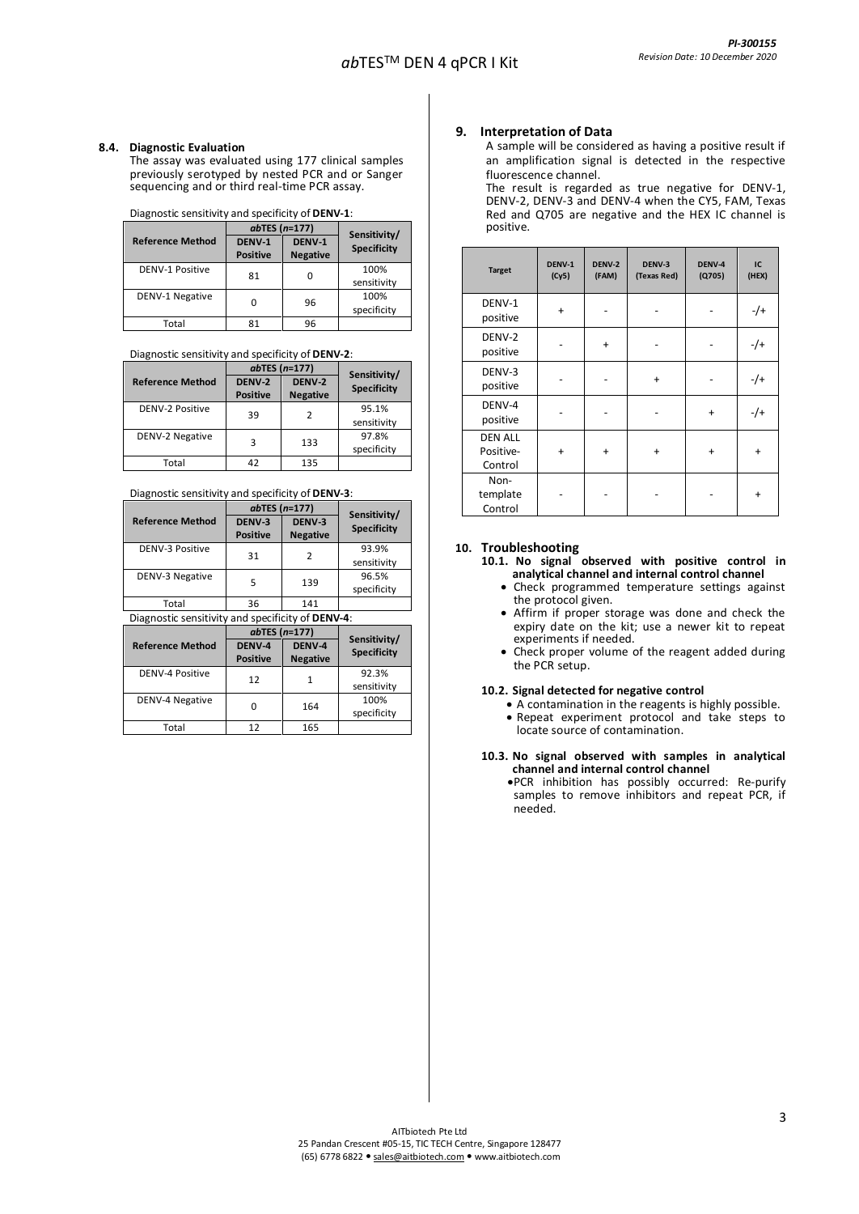### 8.4. Diagnostic Evaluation

The assay was evaluated using 177 clinical samples previously serotyped by nested PCR and or Sanger sequencing and or third real-time PCR assay.

Diagnostic sensitivity and specificity of **DENV-1**:

| Reference Method | *ab*TES (*n*=177) | | Sensitivity/ Specificity |
|---|---|---|---|
| | **DENV-1 Positive** | **DENV-1 Negative** | |
| DENV-1 Positive | 81 | 0 | 100% sensitivity |
| DENV-1 Negative | 0 | 96 | 100% specificity |
| Total | 81 | 96 | |

Diagnostic sensitivity and specificity of **DENV-2**:

| Reference Method | *ab*TES (*n*=177) | | Sensitivity/ Specificity |
|---|---|---|---|
| | **DENV-2 Positive** | **DENV-2 Negative** | |
| DENV-2 Positive | 39 | 2 | 95.1% sensitivity |
| DENV-2 Negative | 3 | 133 | 97.8% specificity |
| Total | 42 | 135 | |

Diagnostic sensitivity and specificity of **DENV-3**:

| Reference Method | *ab*TES (*n*=177) | | Sensitivity/ Specificity |
|---|---|---|---|
| | **DENV-3 Positive** | **DENV-3 Negative** | |
| DENV-3 Positive | 31 | 2 | 93.9% sensitivity |
| DENV-3 Negative | 5 | 139 | 96.5% specificity |
| Total | 36 | 141 | |

Diagnostic sensitivity and specificity of **DENV-4**:

| Reference Method | *ab*TES (*n*=177) | | Sensitivity/ Specificity |
|---|---|---|---|
| | **DENV-4 Positive** | **DENV-4 Negative** | |
| DENV-4 Positive | 12 | 1 | 92.3% sensitivity |
| DENV-4 Negative | 0 | 164 | 100% specificity |
| Total | 12 | 165 | |

## 9. Interpretation of Data

A sample will be considered as having a positive result if an amplification signal is detected in the respective fluorescence channel.

The result is regarded as true negative for DENV-1, DENV-2, DENV-3 and DENV-4 when the CY5, FAM, Texas Red and Q705 are negative and the HEX IC channel is positive.

| Target | DENV-1 (Cy5) | DENV-2 (FAM) | DENV-3 (Texas Red) | DENV-4 (Q705) | IC (HEX) |
|---|---|---|---|---|---|
| DENV-1 positive | + | - | - | - | -/+ |
| DENV-2 positive | - | + | - | - | -/+ |
| DENV-3 positive | - | - | + | - | -/+ |
| DENV-4 positive | - | - | - | + | -/+ |
| DEN ALL Positive-Control | + | + | + | + | + |
| Non-template Control | - | - | - | - | + |

## 10. Troubleshooting

### 10.1. No signal observed with positive control in analytical channel and internal control channel

- Check programmed temperature settings against the protocol given.
- Affirm if proper storage was done and check the expiry date on the kit; use a newer kit to repeat experiments if needed.
- Check proper volume of the reagent added during the PCR setup.

### 10.2. Signal detected for negative control

- A contamination in the reagents is highly possible.
- Repeat experiment protocol and take steps to locate source of contamination.

### 10.3. No signal observed with samples in analytical channel and internal control channel

- PCR inhibition has possibly occurred: Re-purify samples to remove inhibitors and repeat PCR, if needed.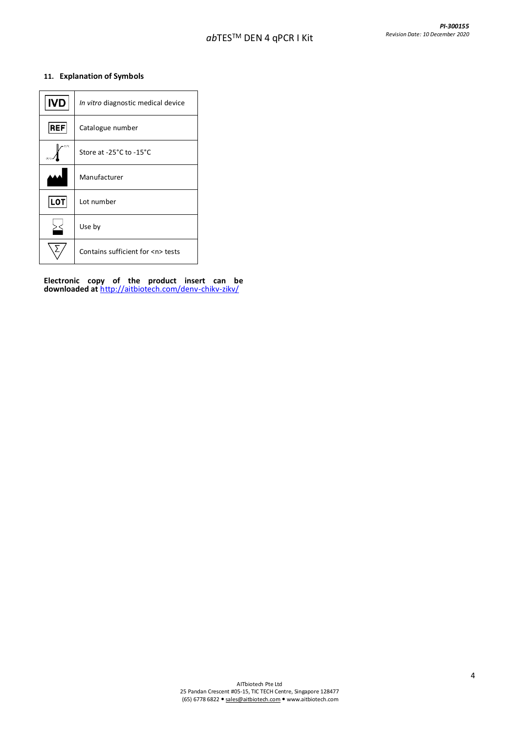## 11. Explanation of Symbols

| | |
|---|---|
| IVD | *In vitro* diagnostic medical device |
| REF | Catalogue number |
| | Store at -25°C to -15°C |
| | Manufacturer |
| LOT | Lot number |
| | Use by |
| Σ | Contains sufficient for <n> tests |

**Electronic copy of the product insert can be downloaded at** http://aitbiotech.com/denv-chikv-zikv/

AITbiotech Pte Ltd
25 Pandan Crescent #05-15, TIC TECH Centre, Singapore 128477
(65) 6778 6822 • sales@aitbiotech.com • www.aitbiotech.com